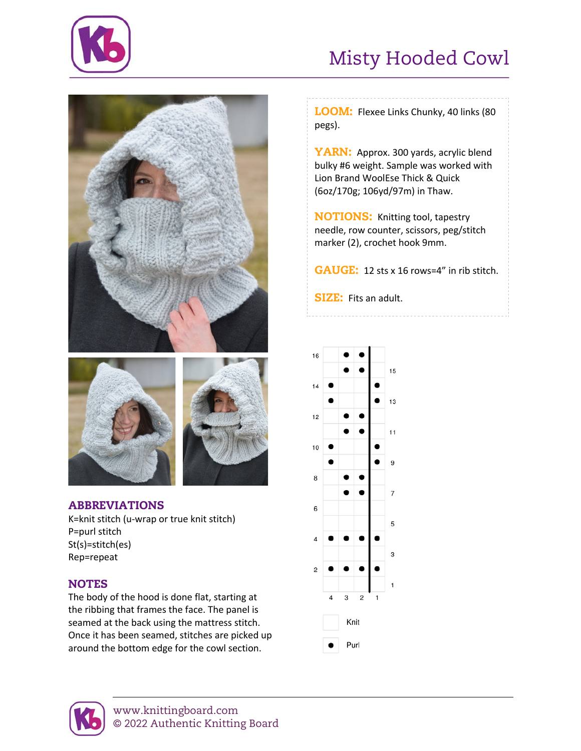# Misty Hooded Cowl

**LOOM:** Flexee Links Chunky, 40 links (80 pegs).

**YARN:** Approx. 300 yards, acrylic blend bulky #6 weight. Sample was worked with Lion Brand WoolEse Thick & Quick (6oz/170g; 106yd/97m) in Thaw.

**NOTIONS:** Knitting tool, tapestry needle, row counter, scissors, peg/stitch marker (2), crochet hook 9mm.

**GAUGE:** 12 sts x 16 rows=4" in rib stitch.

**SIZE:** Fits an adult.

| Row | 4 | 3 | 2 | 1 |
|---|---|---|---|---|
| 16 | | ● | ● | |
| 15 | | ● | ● | |
| 14 | ● | | | ● |
| 13 | ● | | | ● |
| 12 | | ● | ● | |
| 11 | | ● | ● | |
| 10 | ● | | | ● |
| 9 | ● | | | ● |
| 8 | | ● | ● | |
| 7 | | ● | ● | |
| 6 | | | | |
| 5 | | | | |
| 4 | ● | ● | ● | ● |
| 3 | | | | |
| 2 | ● | ● | ● | ● |
| 1 | | | | |

(blank) Knit

● Purl

## ABBREVIATIONS

K=knit stitch (u-wrap or true knit stitch)
P=purl stitch
St(s)=stitch(es)
Rep=repeat

## NOTES

The body of the hood is done flat, starting at the ribbing that frames the face. The panel is seamed at the back using the mattress stitch. Once it has been seamed, stitches are picked up around the bottom edge for the cowl section.

www.knittingboard.com
© 2022 Authentic Knitting Board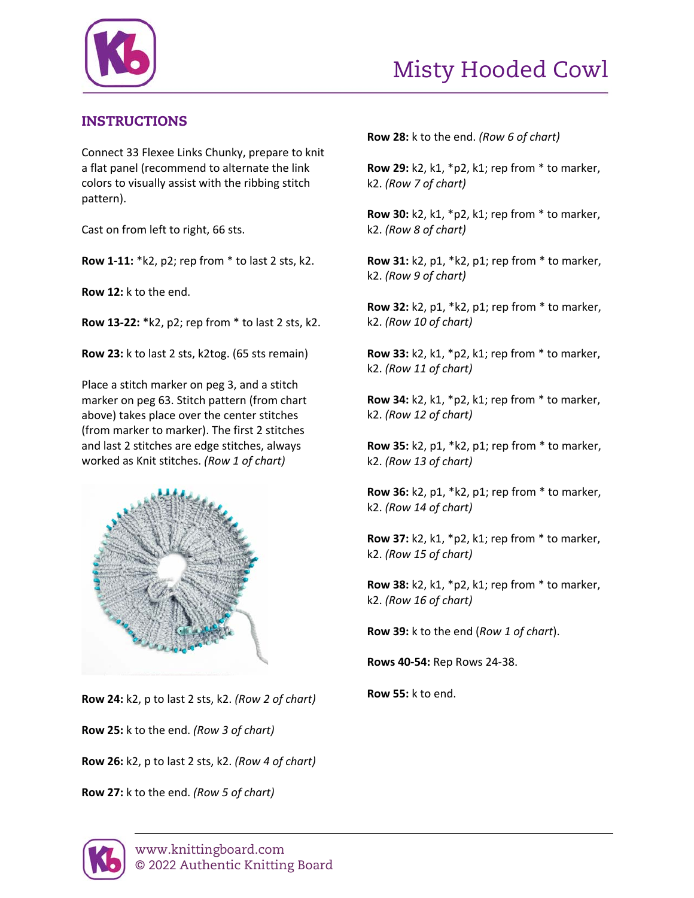# Misty Hooded Cowl

## INSTRUCTIONS

Connect 33 Flexee Links Chunky, prepare to knit a flat panel (recommend to alternate the link colors to visually assist with the ribbing stitch pattern).

Cast on from left to right, 66 sts.

**Row 1-11:** *k2, p2; rep from * to last 2 sts, k2.

**Row 12:** k to the end.

**Row 13-22:** *k2, p2; rep from * to last 2 sts, k2.

**Row 23:** k to last 2 sts, k2tog. (65 sts remain)

Place a stitch marker on peg 3, and a stitch marker on peg 63. Stitch pattern (from chart above) takes place over the center stitches (from marker to marker). The first 2 stitches and last 2 stitches are edge stitches, always worked as Knit stitches. *(Row 1 of chart)*

**Row 24:** k2, p to last 2 sts, k2. *(Row 2 of chart)*

**Row 25:** k to the end. *(Row 3 of chart)*

**Row 26:** k2, p to last 2 sts, k2. *(Row 4 of chart)*

**Row 27:** k to the end. *(Row 5 of chart)*

**Row 28:** k to the end. *(Row 6 of chart)*

**Row 29:** k2, k1, *p2, k1; rep from * to marker, k2. *(Row 7 of chart)*

**Row 30:** k2, k1, *p2, k1; rep from * to marker, k2. *(Row 8 of chart)*

**Row 31:** k2, p1, *k2, p1; rep from * to marker, k2. *(Row 9 of chart)*

**Row 32:** k2, p1, *k2, p1; rep from * to marker, k2. *(Row 10 of chart)*

**Row 33:** k2, k1, *p2, k1; rep from * to marker, k2. *(Row 11 of chart)*

**Row 34:** k2, k1, *p2, k1; rep from * to marker, k2. *(Row 12 of chart)*

**Row 35:** k2, p1, *k2, p1; rep from * to marker, k2. *(Row 13 of chart)*

**Row 36:** k2, p1, *k2, p1; rep from * to marker, k2. *(Row 14 of chart)*

**Row 37:** k2, k1, *p2, k1; rep from * to marker, k2. *(Row 15 of chart)*

**Row 38:** k2, k1, *p2, k1; rep from * to marker, k2. *(Row 16 of chart)*

**Row 39:** k to the end (*Row 1 of chart*).

**Rows 40-54:** Rep Rows 24-38.

**Row 55:** k to end.

www.knittingboard.com
© 2022 Authentic Knitting Board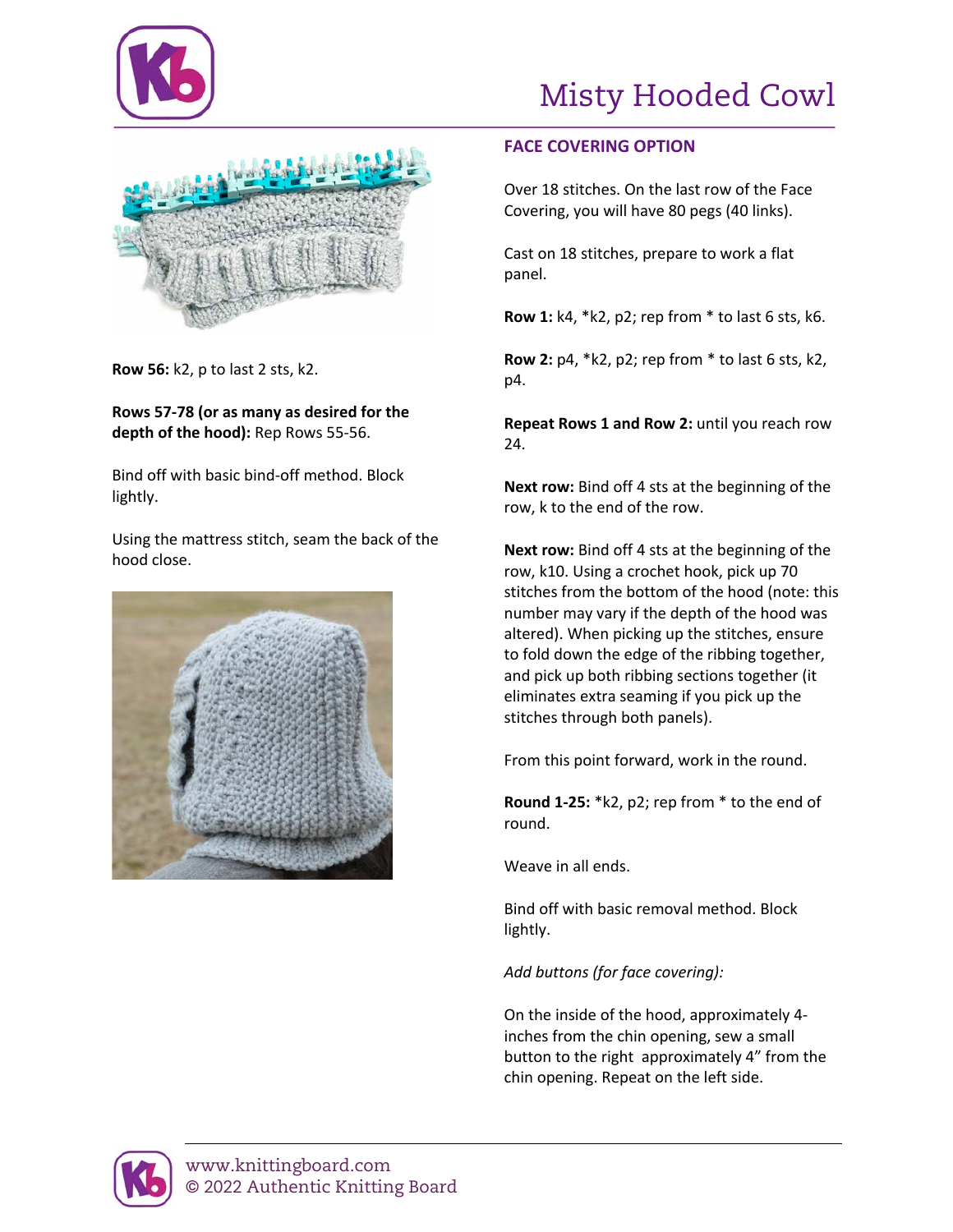Row 56: k2, p to last 2 sts, k2.

**Rows 57-78 (or as many as desired for the depth of the hood):** Rep Rows 55-56.

Bind off with basic bind-off method. Block lightly.

Using the mattress stitch, seam the back of the hood close.

## FACE COVERING OPTION

Over 18 stitches. On the last row of the Face Covering, you will have 80 pegs (40 links).

Cast on 18 stitches, prepare to work a flat panel.

**Row 1:** k4, *k2, p2; rep from * to last 6 sts, k6.

**Row 2:** p4, *k2, p2; rep from * to last 6 sts, k2, p4.

**Repeat Rows 1 and Row 2:** until you reach row 24.

**Next row:** Bind off 4 sts at the beginning of the row, k to the end of the row.

**Next row:** Bind off 4 sts at the beginning of the row, k10. Using a crochet hook, pick up 70 stitches from the bottom of the hood (note: this number may vary if the depth of the hood was altered). When picking up the stitches, ensure to fold down the edge of the ribbing together, and pick up both ribbing sections together (it eliminates extra seaming if you pick up the stitches through both panels).

From this point forward, work in the round.

**Round 1-25:** *k2, p2; rep from * to the end of round.

Weave in all ends.

Bind off with basic removal method. Block lightly.

*Add buttons (for face covering):*

On the inside of the hood, approximately 4-inches from the chin opening, sew a small button to the right approximately 4" from the chin opening. Repeat on the left side.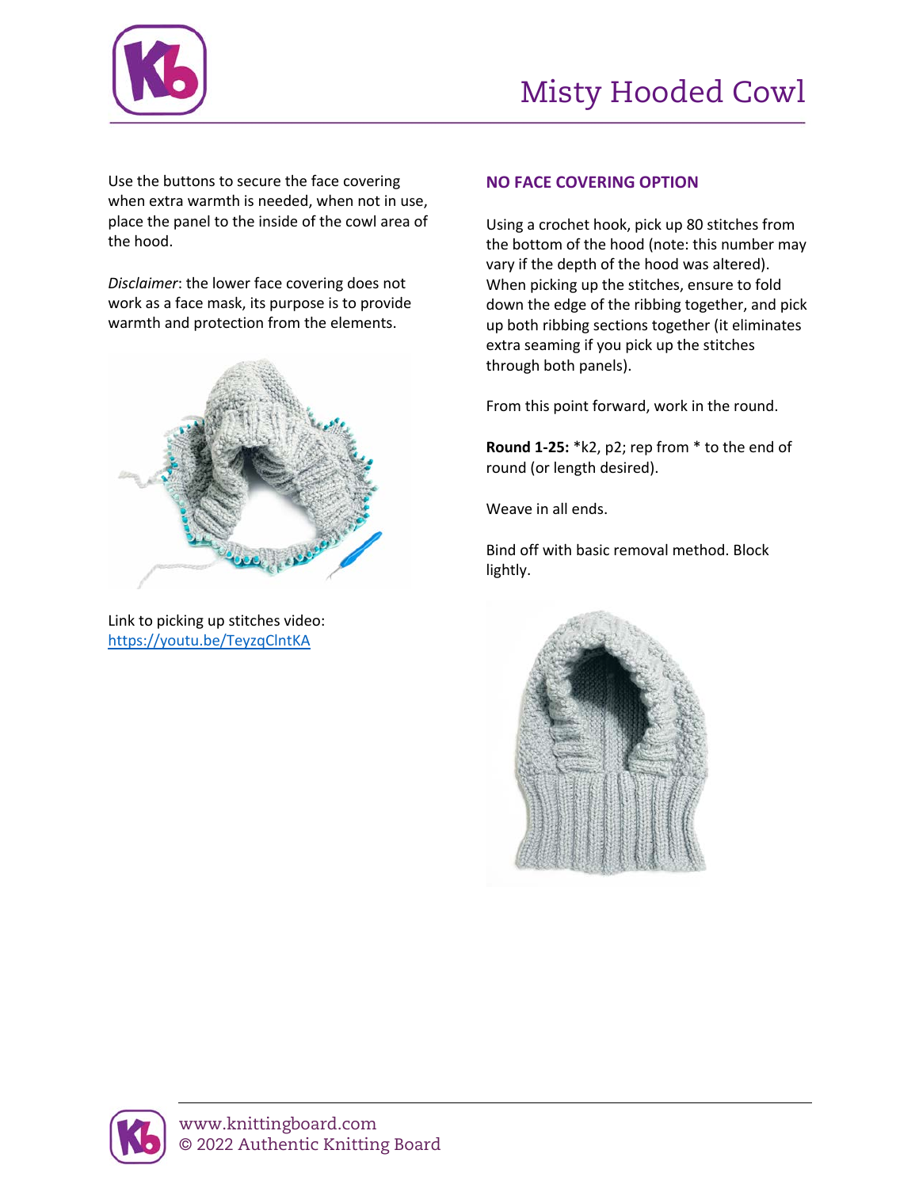Use the buttons to secure the face covering when extra warmth is needed, when not in use, place the panel to the inside of the cowl area of the hood.

*Disclaimer*: the lower face covering does not work as a face mask, its purpose is to provide warmth and protection from the elements.

Link to picking up stitches video: [https://youtu.be/TeyzqClntKA](https://youtu.be/TeyzqClntKA)

## NO FACE COVERING OPTION

Using a crochet hook, pick up 80 stitches from the bottom of the hood (note: this number may vary if the depth of the hood was altered). When picking up the stitches, ensure to fold down the edge of the ribbing together, and pick up both ribbing sections together (it eliminates extra seaming if you pick up the stitches through both panels).

From this point forward, work in the round.

**Round 1-25:** *k2, p2; rep from * to the end of round (or length desired).

Weave in all ends.

Bind off with basic removal method. Block lightly.